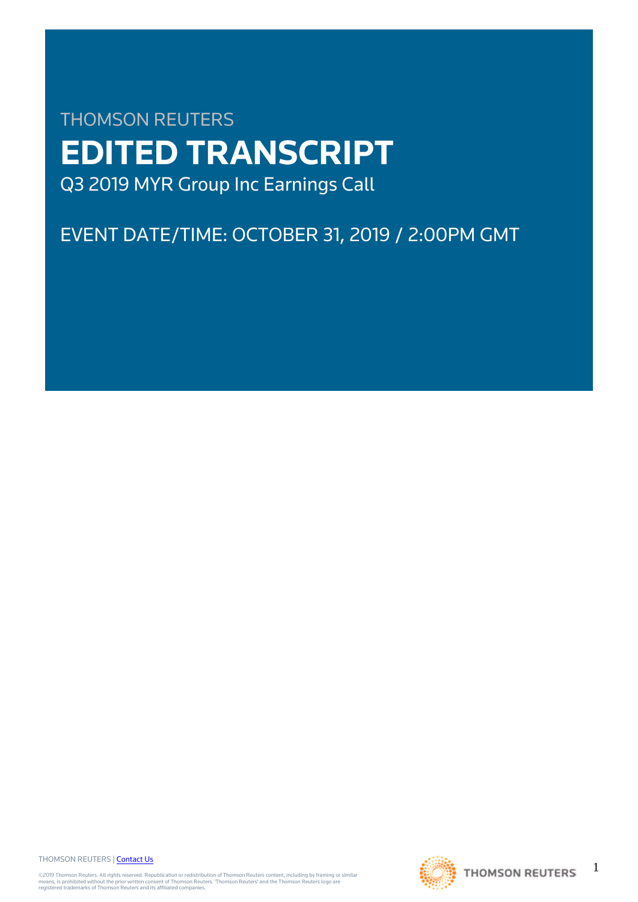THOMSON REUTERS

# EDITED TRANSCRIPT

Q3 2019 MYR Group Inc Earnings Call

EVENT DATE/TIME: OCTOBER 31, 2019 / 2:00PM GMT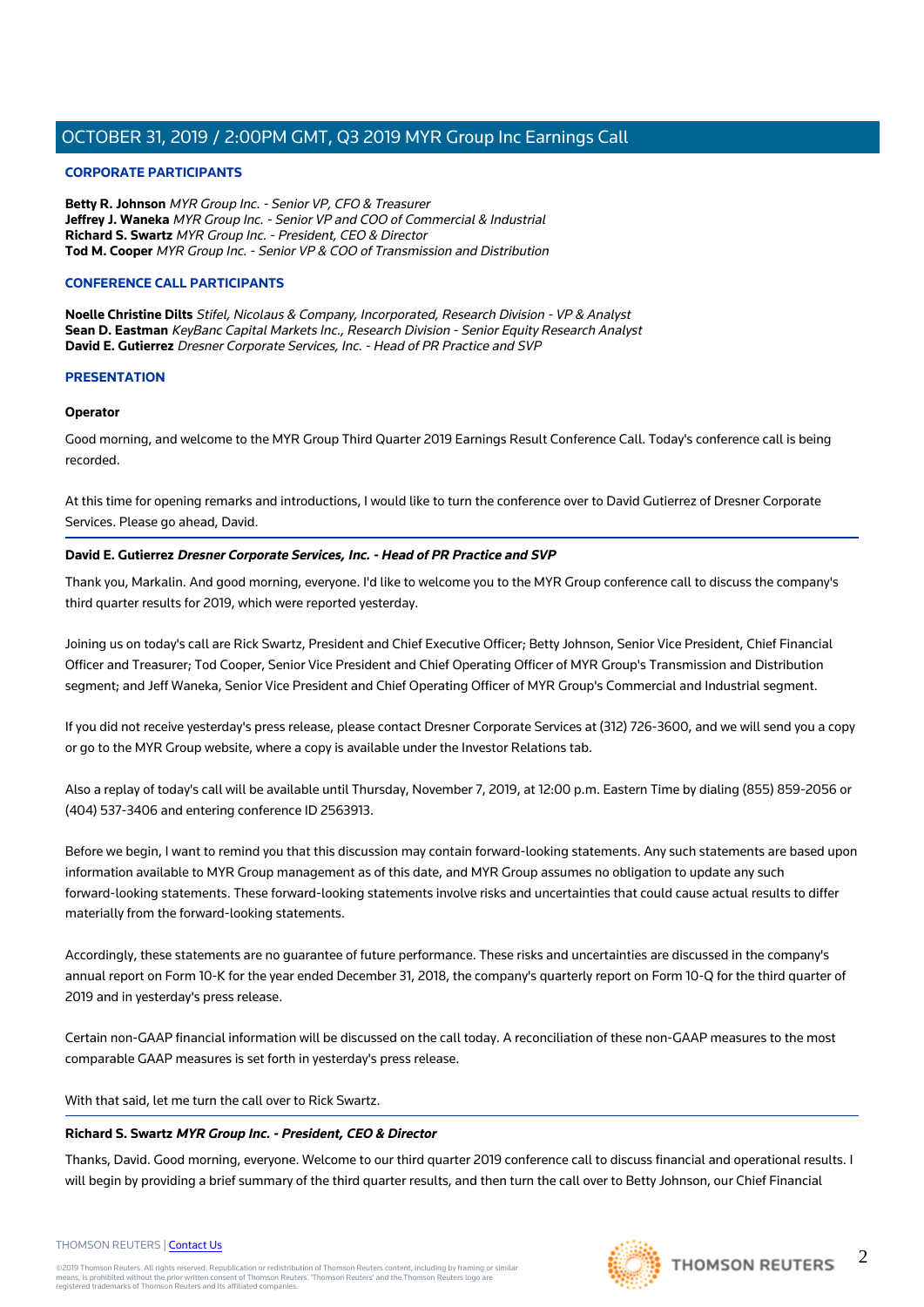## CORPORATE PARTICIPANTS

**Betty R. Johnson** *MYR Group Inc. - Senior VP, CFO & Treasurer*
**Jeffrey J. Waneka** *MYR Group Inc. - Senior VP and COO of Commercial & Industrial*
**Richard S. Swartz** *MYR Group Inc. - President, CEO & Director*
**Tod M. Cooper** *MYR Group Inc. - Senior VP & COO of Transmission and Distribution*

## CONFERENCE CALL PARTICIPANTS

**Noelle Christine Dilts** *Stifel, Nicolaus & Company, Incorporated, Research Division - VP & Analyst*
**Sean D. Eastman** *KeyBanc Capital Markets Inc., Research Division - Senior Equity Research Analyst*
**David E. Gutierrez** *Dresner Corporate Services, Inc. - Head of PR Practice and SVP*

## PRESENTATION

**Operator**

Good morning, and welcome to the MYR Group Third Quarter 2019 Earnings Result Conference Call. Today's conference call is being recorded.

At this time for opening remarks and introductions, I would like to turn the conference over to David Gutierrez of Dresner Corporate Services. Please go ahead, David.

**David E. Gutierrez** ***Dresner Corporate Services, Inc. - Head of PR Practice and SVP***

Thank you, Markalin. And good morning, everyone. I'd like to welcome you to the MYR Group conference call to discuss the company's third quarter results for 2019, which were reported yesterday.

Joining us on today's call are Rick Swartz, President and Chief Executive Officer; Betty Johnson, Senior Vice President, Chief Financial Officer and Treasurer; Tod Cooper, Senior Vice President and Chief Operating Officer of MYR Group's Transmission and Distribution segment; and Jeff Waneka, Senior Vice President and Chief Operating Officer of MYR Group's Commercial and Industrial segment.

If you did not receive yesterday's press release, please contact Dresner Corporate Services at (312) 726-3600, and we will send you a copy or go to the MYR Group website, where a copy is available under the Investor Relations tab.

Also a replay of today's call will be available until Thursday, November 7, 2019, at 12:00 p.m. Eastern Time by dialing (855) 859-2056 or (404) 537-3406 and entering conference ID 2563913.

Before we begin, I want to remind you that this discussion may contain forward-looking statements. Any such statements are based upon information available to MYR Group management as of this date, and MYR Group assumes no obligation to update any such forward-looking statements. These forward-looking statements involve risks and uncertainties that could cause actual results to differ materially from the forward-looking statements.

Accordingly, these statements are no guarantee of future performance. These risks and uncertainties are discussed in the company's annual report on Form 10-K for the year ended December 31, 2018, the company's quarterly report on Form 10-Q for the third quarter of 2019 and in yesterday's press release.

Certain non-GAAP financial information will be discussed on the call today. A reconciliation of these non-GAAP measures to the most comparable GAAP measures is set forth in yesterday's press release.

With that said, let me turn the call over to Rick Swartz.

**Richard S. Swartz** ***MYR Group Inc. - President, CEO & Director***

Thanks, David. Good morning, everyone. Welcome to our third quarter 2019 conference call to discuss financial and operational results. I will begin by providing a brief summary of the third quarter results, and then turn the call over to Betty Johnson, our Chief Financial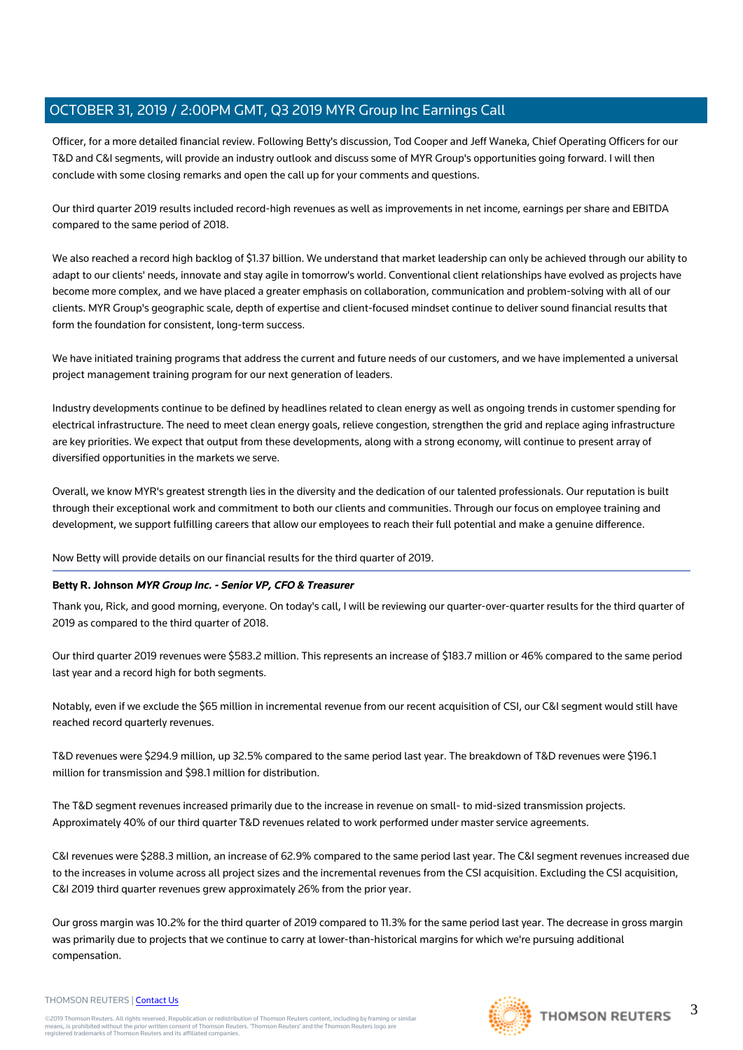Officer, for a more detailed financial review. Following Betty's discussion, Tod Cooper and Jeff Waneka, Chief Operating Officers for our T&D and C&I segments, will provide an industry outlook and discuss some of MYR Group's opportunities going forward. I will then conclude with some closing remarks and open the call up for your comments and questions.

Our third quarter 2019 results included record-high revenues as well as improvements in net income, earnings per share and EBITDA compared to the same period of 2018.

We also reached a record high backlog of $1.37 billion. We understand that market leadership can only be achieved through our ability to adapt to our clients' needs, innovate and stay agile in tomorrow's world. Conventional client relationships have evolved as projects have become more complex, and we have placed a greater emphasis on collaboration, communication and problem-solving with all of our clients. MYR Group's geographic scale, depth of expertise and client-focused mindset continue to deliver sound financial results that form the foundation for consistent, long-term success.

We have initiated training programs that address the current and future needs of our customers, and we have implemented a universal project management training program for our next generation of leaders.

Industry developments continue to be defined by headlines related to clean energy as well as ongoing trends in customer spending for electrical infrastructure. The need to meet clean energy goals, relieve congestion, strengthen the grid and replace aging infrastructure are key priorities. We expect that output from these developments, along with a strong economy, will continue to present array of diversified opportunities in the markets we serve.

Overall, we know MYR's greatest strength lies in the diversity and the dedication of our talented professionals. Our reputation is built through their exceptional work and commitment to both our clients and communities. Through our focus on employee training and development, we support fulfilling careers that allow our employees to reach their full potential and make a genuine difference.

Now Betty will provide details on our financial results for the third quarter of 2019.

---

**Betty R. Johnson** ***MYR Group Inc. - Senior VP, CFO & Treasurer***

Thank you, Rick, and good morning, everyone. On today's call, I will be reviewing our quarter-over-quarter results for the third quarter of 2019 as compared to the third quarter of 2018.

Our third quarter 2019 revenues were $583.2 million. This represents an increase of $183.7 million or 46% compared to the same period last year and a record high for both segments.

Notably, even if we exclude the $65 million in incremental revenue from our recent acquisition of CSI, our C&I segment would still have reached record quarterly revenues.

T&D revenues were $294.9 million, up 32.5% compared to the same period last year. The breakdown of T&D revenues were $196.1 million for transmission and $98.1 million for distribution.

The T&D segment revenues increased primarily due to the increase in revenue on small- to mid-sized transmission projects. Approximately 40% of our third quarter T&D revenues related to work performed under master service agreements.

C&I revenues were $288.3 million, an increase of 62.9% compared to the same period last year. The C&I segment revenues increased due to the increases in volume across all project sizes and the incremental revenues from the CSI acquisition. Excluding the CSI acquisition, C&I 2019 third quarter revenues grew approximately 26% from the prior year.

Our gross margin was 10.2% for the third quarter of 2019 compared to 11.3% for the same period last year. The decrease in gross margin was primarily due to projects that we continue to carry at lower-than-historical margins for which we're pursuing additional compensation.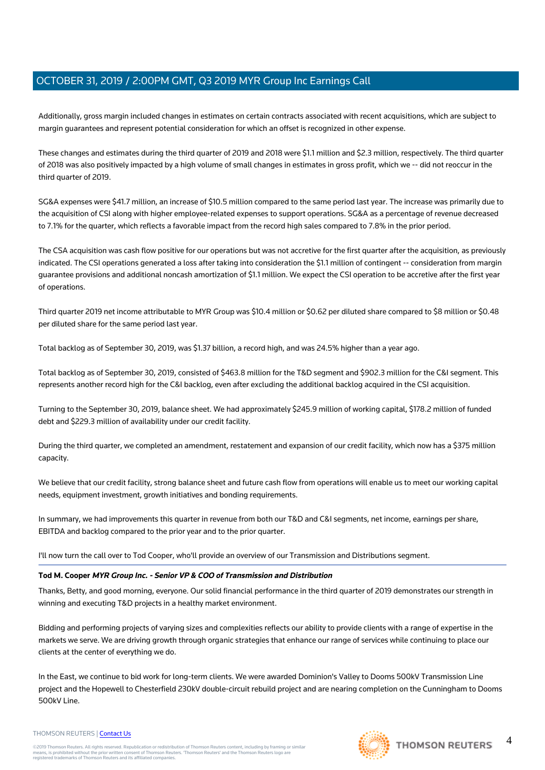Additionally, gross margin included changes in estimates on certain contracts associated with recent acquisitions, which are subject to margin guarantees and represent potential consideration for which an offset is recognized in other expense.

These changes and estimates during the third quarter of 2019 and 2018 were $1.1 million and $2.3 million, respectively. The third quarter of 2018 was also positively impacted by a high volume of small changes in estimates in gross profit, which we -- did not reoccur in the third quarter of 2019.

SG&A expenses were $41.7 million, an increase of $10.5 million compared to the same period last year. The increase was primarily due to the acquisition of CSI along with higher employee-related expenses to support operations. SG&A as a percentage of revenue decreased to 7.1% for the quarter, which reflects a favorable impact from the record high sales compared to 7.8% in the prior period.

The CSA acquisition was cash flow positive for our operations but was not accretive for the first quarter after the acquisition, as previously indicated. The CSI operations generated a loss after taking into consideration the $1.1 million of contingent -- consideration from margin guarantee provisions and additional noncash amortization of $1.1 million. We expect the CSI operation to be accretive after the first year of operations.

Third quarter 2019 net income attributable to MYR Group was $10.4 million or $0.62 per diluted share compared to $8 million or $0.48 per diluted share for the same period last year.

Total backlog as of September 30, 2019, was $1.37 billion, a record high, and was 24.5% higher than a year ago.

Total backlog as of September 30, 2019, consisted of $463.8 million for the T&D segment and $902.3 million for the C&I segment. This represents another record high for the C&I backlog, even after excluding the additional backlog acquired in the CSI acquisition.

Turning to the September 30, 2019, balance sheet. We had approximately $245.9 million of working capital, $178.2 million of funded debt and $229.3 million of availability under our credit facility.

During the third quarter, we completed an amendment, restatement and expansion of our credit facility, which now has a $375 million capacity.

We believe that our credit facility, strong balance sheet and future cash flow from operations will enable us to meet our working capital needs, equipment investment, growth initiatives and bonding requirements.

In summary, we had improvements this quarter in revenue from both our T&D and C&I segments, net income, earnings per share, EBITDA and backlog compared to the prior year and to the prior quarter.

I'll now turn the call over to Tod Cooper, who'll provide an overview of our Transmission and Distributions segment.

**Tod M. Cooper** ***MYR Group Inc. - Senior VP & COO of Transmission and Distribution***

Thanks, Betty, and good morning, everyone. Our solid financial performance in the third quarter of 2019 demonstrates our strength in winning and executing T&D projects in a healthy market environment.

Bidding and performing projects of varying sizes and complexities reflects our ability to provide clients with a range of expertise in the markets we serve. We are driving growth through organic strategies that enhance our range of services while continuing to place our clients at the center of everything we do.

In the East, we continue to bid work for long-term clients. We were awarded Dominion's Valley to Dooms 500kV Transmission Line project and the Hopewell to Chesterfield 230kV double-circuit rebuild project and are nearing completion on the Cunningham to Dooms 500kV Line.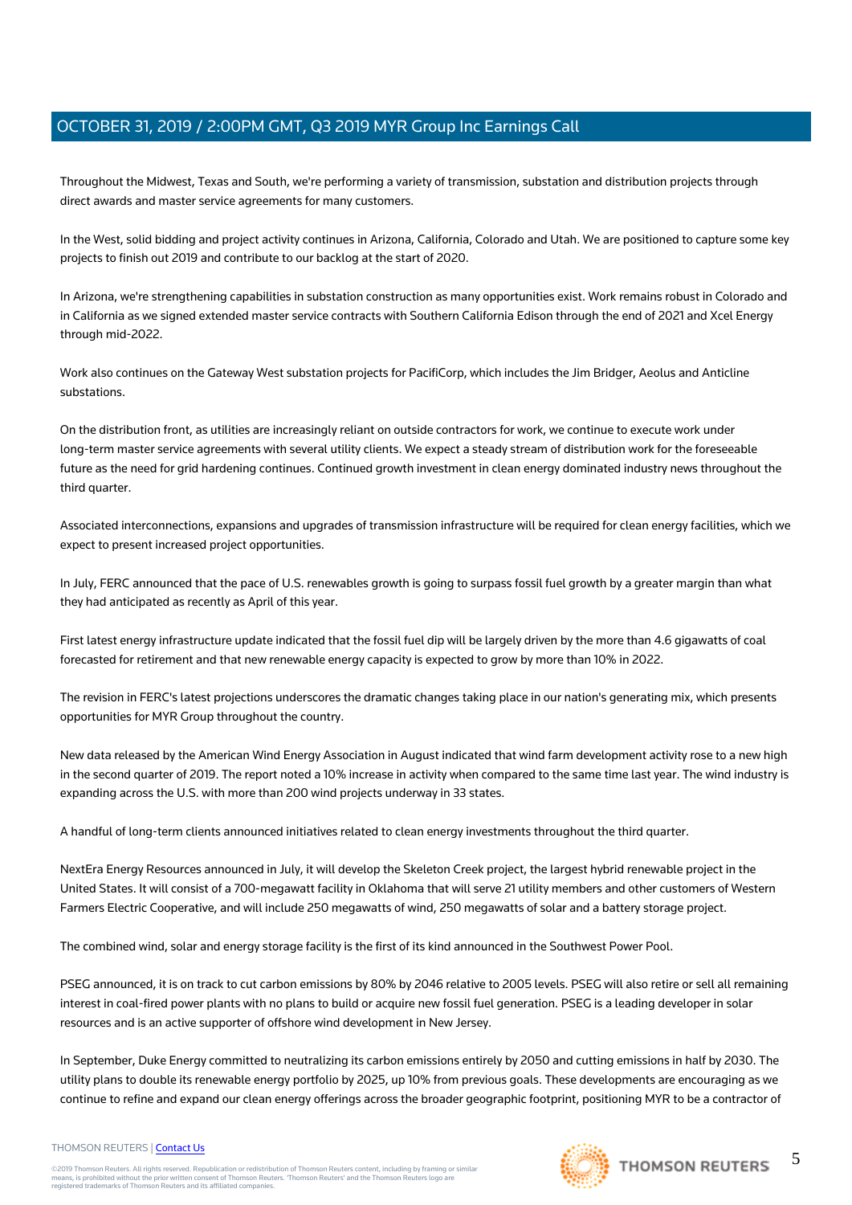Throughout the Midwest, Texas and South, we're performing a variety of transmission, substation and distribution projects through direct awards and master service agreements for many customers.

In the West, solid bidding and project activity continues in Arizona, California, Colorado and Utah. We are positioned to capture some key projects to finish out 2019 and contribute to our backlog at the start of 2020.

In Arizona, we're strengthening capabilities in substation construction as many opportunities exist. Work remains robust in Colorado and in California as we signed extended master service contracts with Southern California Edison through the end of 2021 and Xcel Energy through mid-2022.

Work also continues on the Gateway West substation projects for PacifiCorp, which includes the Jim Bridger, Aeolus and Anticline substations.

On the distribution front, as utilities are increasingly reliant on outside contractors for work, we continue to execute work under long-term master service agreements with several utility clients. We expect a steady stream of distribution work for the foreseeable future as the need for grid hardening continues. Continued growth investment in clean energy dominated industry news throughout the third quarter.

Associated interconnections, expansions and upgrades of transmission infrastructure will be required for clean energy facilities, which we expect to present increased project opportunities.

In July, FERC announced that the pace of U.S. renewables growth is going to surpass fossil fuel growth by a greater margin than what they had anticipated as recently as April of this year.

First latest energy infrastructure update indicated that the fossil fuel dip will be largely driven by the more than 4.6 gigawatts of coal forecasted for retirement and that new renewable energy capacity is expected to grow by more than 10% in 2022.

The revision in FERC's latest projections underscores the dramatic changes taking place in our nation's generating mix, which presents opportunities for MYR Group throughout the country.

New data released by the American Wind Energy Association in August indicated that wind farm development activity rose to a new high in the second quarter of 2019. The report noted a 10% increase in activity when compared to the same time last year. The wind industry is expanding across the U.S. with more than 200 wind projects underway in 33 states.

A handful of long-term clients announced initiatives related to clean energy investments throughout the third quarter.

NextEra Energy Resources announced in July, it will develop the Skeleton Creek project, the largest hybrid renewable project in the United States. It will consist of a 700-megawatt facility in Oklahoma that will serve 21 utility members and other customers of Western Farmers Electric Cooperative, and will include 250 megawatts of wind, 250 megawatts of solar and a battery storage project.

The combined wind, solar and energy storage facility is the first of its kind announced in the Southwest Power Pool.

PSEG announced, it is on track to cut carbon emissions by 80% by 2046 relative to 2005 levels. PSEG will also retire or sell all remaining interest in coal-fired power plants with no plans to build or acquire new fossil fuel generation. PSEG is a leading developer in solar resources and is an active supporter of offshore wind development in New Jersey.

In September, Duke Energy committed to neutralizing its carbon emissions entirely by 2050 and cutting emissions in half by 2030. The utility plans to double its renewable energy portfolio by 2025, up 10% from previous goals. These developments are encouraging as we continue to refine and expand our clean energy offerings across the broader geographic footprint, positioning MYR to be a contractor of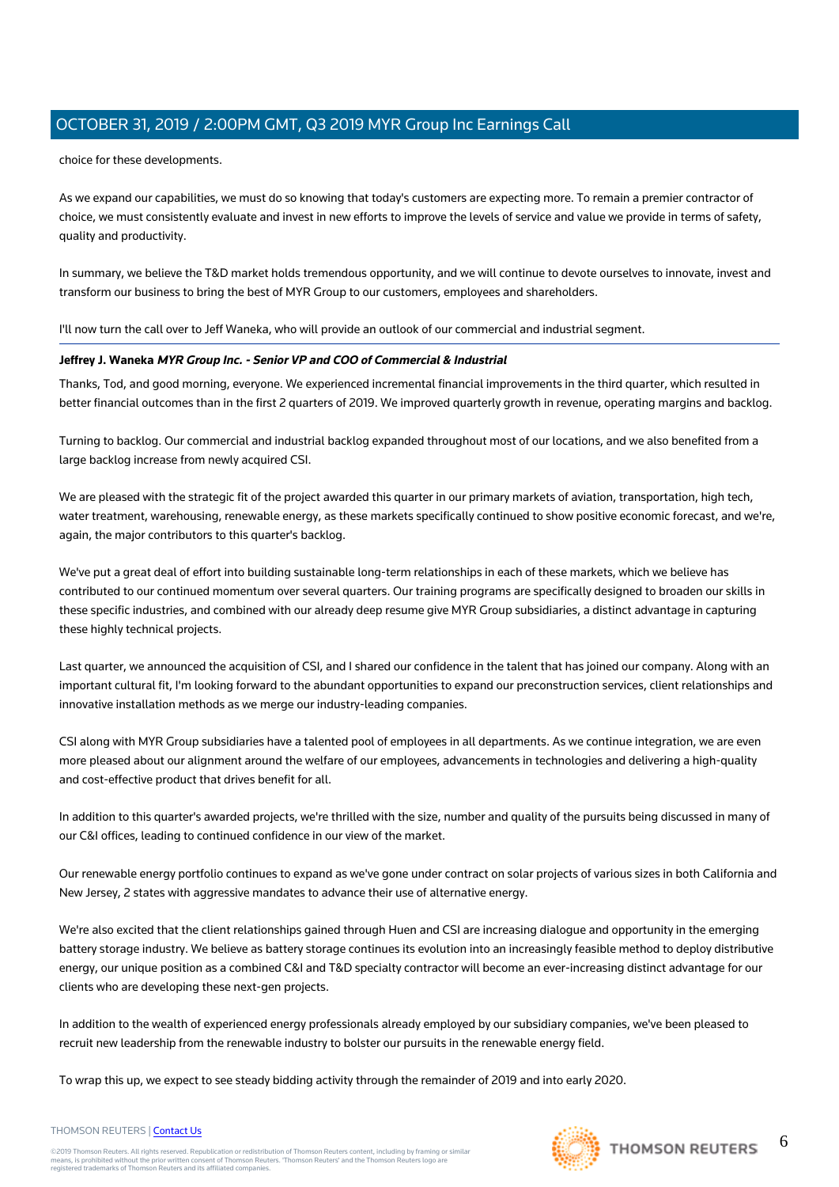choice for these developments.

As we expand our capabilities, we must do so knowing that today's customers are expecting more. To remain a premier contractor of choice, we must consistently evaluate and invest in new efforts to improve the levels of service and value we provide in terms of safety, quality and productivity.

In summary, we believe the T&D market holds tremendous opportunity, and we will continue to devote ourselves to innovate, invest and transform our business to bring the best of MYR Group to our customers, employees and shareholders.

I'll now turn the call over to Jeff Waneka, who will provide an outlook of our commercial and industrial segment.

---

**Jeffrey J. Waneka** ***MYR Group Inc. - Senior VP and COO of Commercial & Industrial***

Thanks, Tod, and good morning, everyone. We experienced incremental financial improvements in the third quarter, which resulted in better financial outcomes than in the first 2 quarters of 2019. We improved quarterly growth in revenue, operating margins and backlog.

Turning to backlog. Our commercial and industrial backlog expanded throughout most of our locations, and we also benefited from a large backlog increase from newly acquired CSI.

We are pleased with the strategic fit of the project awarded this quarter in our primary markets of aviation, transportation, high tech, water treatment, warehousing, renewable energy, as these markets specifically continued to show positive economic forecast, and we're, again, the major contributors to this quarter's backlog.

We've put a great deal of effort into building sustainable long-term relationships in each of these markets, which we believe has contributed to our continued momentum over several quarters. Our training programs are specifically designed to broaden our skills in these specific industries, and combined with our already deep resume give MYR Group subsidiaries, a distinct advantage in capturing these highly technical projects.

Last quarter, we announced the acquisition of CSI, and I shared our confidence in the talent that has joined our company. Along with an important cultural fit, I'm looking forward to the abundant opportunities to expand our preconstruction services, client relationships and innovative installation methods as we merge our industry-leading companies.

CSI along with MYR Group subsidiaries have a talented pool of employees in all departments. As we continue integration, we are even more pleased about our alignment around the welfare of our employees, advancements in technologies and delivering a high-quality and cost-effective product that drives benefit for all.

In addition to this quarter's awarded projects, we're thrilled with the size, number and quality of the pursuits being discussed in many of our C&I offices, leading to continued confidence in our view of the market.

Our renewable energy portfolio continues to expand as we've gone under contract on solar projects of various sizes in both California and New Jersey, 2 states with aggressive mandates to advance their use of alternative energy.

We're also excited that the client relationships gained through Huen and CSI are increasing dialogue and opportunity in the emerging battery storage industry. We believe as battery storage continues its evolution into an increasingly feasible method to deploy distributive energy, our unique position as a combined C&I and T&D specialty contractor will become an ever-increasing distinct advantage for our clients who are developing these next-gen projects.

In addition to the wealth of experienced energy professionals already employed by our subsidiary companies, we've been pleased to recruit new leadership from the renewable industry to bolster our pursuits in the renewable energy field.

To wrap this up, we expect to see steady bidding activity through the remainder of 2019 and into early 2020.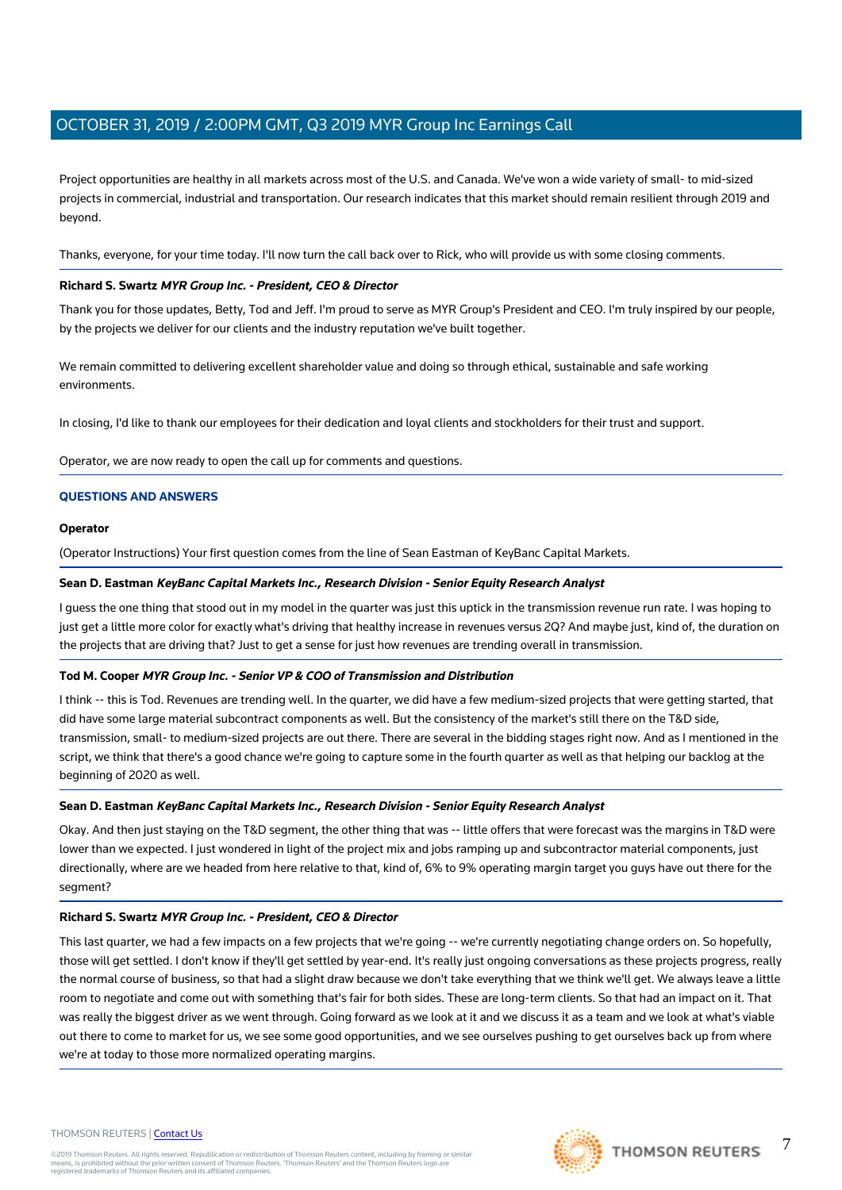Project opportunities are healthy in all markets across most of the U.S. and Canada. We've won a wide variety of small- to mid-sized projects in commercial, industrial and transportation. Our research indicates that this market should remain resilient through 2019 and beyond.

Thanks, everyone, for your time today. I'll now turn the call back over to Rick, who will provide us with some closing comments.

**Richard S. Swartz** ***MYR Group Inc. - President, CEO & Director***

Thank you for those updates, Betty, Tod and Jeff. I'm proud to serve as MYR Group's President and CEO. I'm truly inspired by our people, by the projects we deliver for our clients and the industry reputation we've built together.

We remain committed to delivering excellent shareholder value and doing so through ethical, sustainable and safe working environments.

In closing, I'd like to thank our employees for their dedication and loyal clients and stockholders for their trust and support.

Operator, we are now ready to open the call up for comments and questions.

## QUESTIONS AND ANSWERS

**Operator**

(Operator Instructions) Your first question comes from the line of Sean Eastman of KeyBanc Capital Markets.

**Sean D. Eastman** ***KeyBanc Capital Markets Inc., Research Division - Senior Equity Research Analyst***

I guess the one thing that stood out in my model in the quarter was just this uptick in the transmission revenue run rate. I was hoping to just get a little more color for exactly what's driving that healthy increase in revenues versus 2Q? And maybe just, kind of, the duration on the projects that are driving that? Just to get a sense for just how revenues are trending overall in transmission.

**Tod M. Cooper** ***MYR Group Inc. - Senior VP & COO of Transmission and Distribution***

I think -- this is Tod. Revenues are trending well. In the quarter, we did have a few medium-sized projects that were getting started, that did have some large material subcontract components as well. But the consistency of the market's still there on the T&D side, transmission, small- to medium-sized projects are out there. There are several in the bidding stages right now. And as I mentioned in the script, we think that there's a good chance we're going to capture some in the fourth quarter as well as that helping our backlog at the beginning of 2020 as well.

**Sean D. Eastman** ***KeyBanc Capital Markets Inc., Research Division - Senior Equity Research Analyst***

Okay. And then just staying on the T&D segment, the other thing that was -- little offers that were forecast was the margins in T&D were lower than we expected. I just wondered in light of the project mix and jobs ramping up and subcontractor material components, just directionally, where are we headed from here relative to that, kind of, 6% to 9% operating margin target you guys have out there for the segment?

**Richard S. Swartz** ***MYR Group Inc. - President, CEO & Director***

This last quarter, we had a few impacts on a few projects that we're going -- we're currently negotiating change orders on. So hopefully, those will get settled. I don't know if they'll get settled by year-end. It's really just ongoing conversations as these projects progress, really the normal course of business, so that had a slight draw because we don't take everything that we think we'll get. We always leave a little room to negotiate and come out with something that's fair for both sides. These are long-term clients. So that had an impact on it. That was really the biggest driver as we went through. Going forward as we look at it and we discuss it as a team and we look at what's viable out there to come to market for us, we see some good opportunities, and we see ourselves pushing to get ourselves back up from where we're at today to those more normalized operating margins.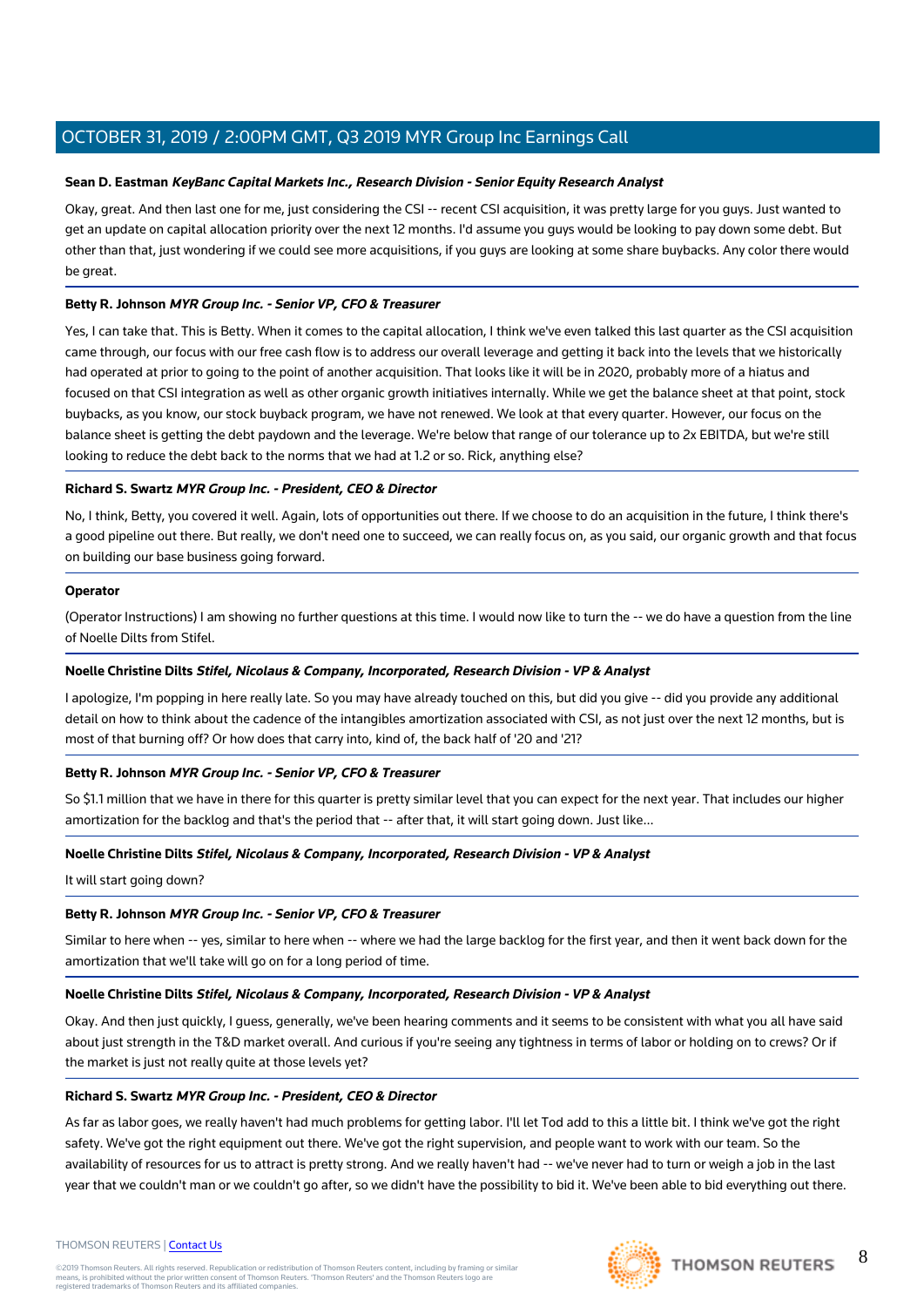**Sean D. Eastman** ***KeyBanc Capital Markets Inc., Research Division - Senior Equity Research Analyst***

Okay, great. And then last one for me, just considering the CSI -- recent CSI acquisition, it was pretty large for you guys. Just wanted to get an update on capital allocation priority over the next 12 months. I'd assume you guys would be looking to pay down some debt. But other than that, just wondering if we could see more acquisitions, if you guys are looking at some share buybacks. Any color there would be great.

**Betty R. Johnson** ***MYR Group Inc. - Senior VP, CFO & Treasurer***

Yes, I can take that. This is Betty. When it comes to the capital allocation, I think we've even talked this last quarter as the CSI acquisition came through, our focus with our free cash flow is to address our overall leverage and getting it back into the levels that we historically had operated at prior to going to the point of another acquisition. That looks like it will be in 2020, probably more of a hiatus and focused on that CSI integration as well as other organic growth initiatives internally. While we get the balance sheet at that point, stock buybacks, as you know, our stock buyback program, we have not renewed. We look at that every quarter. However, our focus on the balance sheet is getting the debt paydown and the leverage. We're below that range of our tolerance up to 2x EBITDA, but we're still looking to reduce the debt back to the norms that we had at 1.2 or so. Rick, anything else?

**Richard S. Swartz** ***MYR Group Inc. - President, CEO & Director***

No, I think, Betty, you covered it well. Again, lots of opportunities out there. If we choose to do an acquisition in the future, I think there's a good pipeline out there. But really, we don't need one to succeed, we can really focus on, as you said, our organic growth and that focus on building our base business going forward.

**Operator**

(Operator Instructions) I am showing no further questions at this time. I would now like to turn the -- we do have a question from the line of Noelle Dilts from Stifel.

**Noelle Christine Dilts** ***Stifel, Nicolaus & Company, Incorporated, Research Division - VP & Analyst***

I apologize, I'm popping in here really late. So you may have already touched on this, but did you give -- did you provide any additional detail on how to think about the cadence of the intangibles amortization associated with CSI, as not just over the next 12 months, but is most of that burning off? Or how does that carry into, kind of, the back half of '20 and '21?

**Betty R. Johnson** ***MYR Group Inc. - Senior VP, CFO & Treasurer***

So $1.1 million that we have in there for this quarter is pretty similar level that you can expect for the next year. That includes our higher amortization for the backlog and that's the period that -- after that, it will start going down. Just like...

**Noelle Christine Dilts** ***Stifel, Nicolaus & Company, Incorporated, Research Division - VP & Analyst***

It will start going down?

**Betty R. Johnson** ***MYR Group Inc. - Senior VP, CFO & Treasurer***

Similar to here when -- yes, similar to here when -- where we had the large backlog for the first year, and then it went back down for the amortization that we'll take will go on for a long period of time.

**Noelle Christine Dilts** ***Stifel, Nicolaus & Company, Incorporated, Research Division - VP & Analyst***

Okay. And then just quickly, I guess, generally, we've been hearing comments and it seems to be consistent with what you all have said about just strength in the T&D market overall. And curious if you're seeing any tightness in terms of labor or holding on to crews? Or if the market is just not really quite at those levels yet?

**Richard S. Swartz** ***MYR Group Inc. - President, CEO & Director***

As far as labor goes, we really haven't had much problems for getting labor. I'll let Tod add to this a little bit. I think we've got the right safety. We've got the right equipment out there. We've got the right supervision, and people want to work with our team. So the availability of resources for us to attract is pretty strong. And we really haven't had -- we've never had to turn or weigh a job in the last year that we couldn't man or we couldn't go after, so we didn't have the possibility to bid it. We've been able to bid everything out there.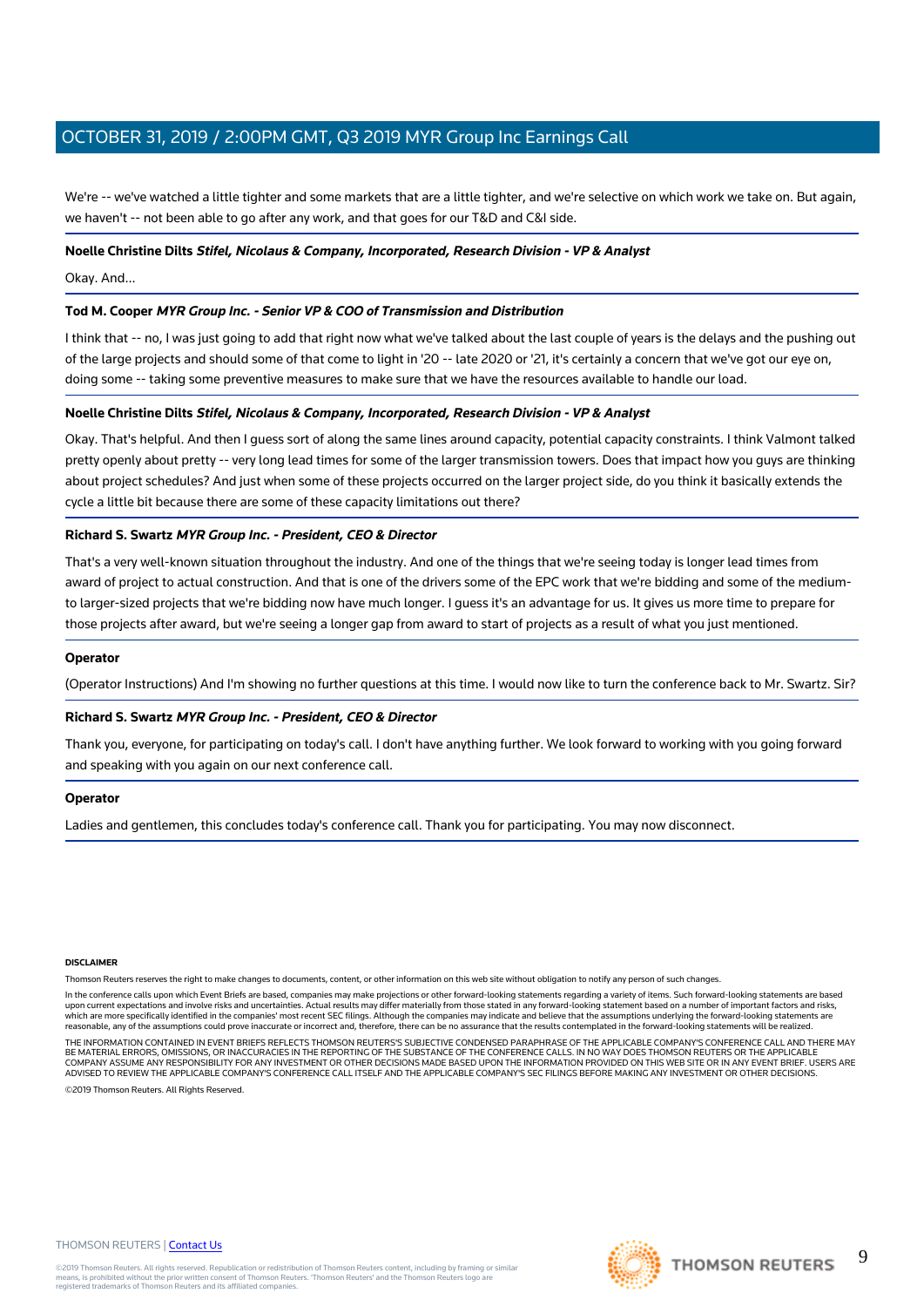We're -- we've watched a little tighter and some markets that are a little tighter, and we're selective on which work we take on. But again, we haven't -- not been able to go after any work, and that goes for our T&D and C&I side.

**Noelle Christine Dilts** ***Stifel, Nicolaus & Company, Incorporated, Research Division - VP & Analyst***

Okay. And...

**Tod M. Cooper** ***MYR Group Inc. - Senior VP & COO of Transmission and Distribution***

I think that -- no, I was just going to add that right now what we've talked about the last couple of years is the delays and the pushing out of the large projects and should some of that come to light in '20 -- late 2020 or '21, it's certainly a concern that we've got our eye on, doing some -- taking some preventive measures to make sure that we have the resources available to handle our load.

**Noelle Christine Dilts** ***Stifel, Nicolaus & Company, Incorporated, Research Division - VP & Analyst***

Okay. That's helpful. And then I guess sort of along the same lines around capacity, potential capacity constraints. I think Valmont talked pretty openly about pretty -- very long lead times for some of the larger transmission towers. Does that impact how you guys are thinking about project schedules? And just when some of these projects occurred on the larger project side, do you think it basically extends the cycle a little bit because there are some of these capacity limitations out there?

**Richard S. Swartz** ***MYR Group Inc. - President, CEO & Director***

That's a very well-known situation throughout the industry. And one of the things that we're seeing today is longer lead times from award of project to actual construction. And that is one of the drivers some of the EPC work that we're bidding and some of the medium-to larger-sized projects that we're bidding now have much longer. I guess it's an advantage for us. It gives us more time to prepare for those projects after award, but we're seeing a longer gap from award to start of projects as a result of what you just mentioned.

**Operator**

(Operator Instructions) And I'm showing no further questions at this time. I would now like to turn the conference back to Mr. Swartz. Sir?

**Richard S. Swartz** ***MYR Group Inc. - President, CEO & Director***

Thank you, everyone, for participating on today's call. I don't have anything further. We look forward to working with you going forward and speaking with you again on our next conference call.

**Operator**

Ladies and gentlemen, this concludes today's conference call. Thank you for participating. You may now disconnect.

**DISCLAIMER**

Thomson Reuters reserves the right to make changes to documents, content, or other information on this web site without obligation to notify any person of such changes.

In the conference calls upon which Event Briefs are based, companies may make projections or other forward-looking statements regarding a variety of items. Such forward-looking statements are based upon current expectations and involve risks and uncertainties. Actual results may differ materially from those stated in any forward-looking statement based on a number of important factors and risks, which are more specifically identified in the companies' most recent SEC filings. Although the companies may indicate and believe that the assumptions underlying the forward-looking statements are reasonable, any of the assumptions could prove inaccurate or incorrect and, therefore, there can be no assurance that the results contemplated in the forward-looking statements will be realized.

THE INFORMATION CONTAINED IN EVENT BRIEFS REFLECTS THOMSON REUTERS'S SUBJECTIVE CONDENSED PARAPHRASE OF THE APPLICABLE COMPANY'S CONFERENCE CALL AND THERE MAY BE MATERIAL ERRORS, OMISSIONS, OR INACCURACIES IN THE REPORTING OF THE SUBSTANCE OF THE CONFERENCE CALLS. IN NO WAY DOES THOMSON REUTERS OR THE APPLICABLE COMPANY ASSUME ANY RESPONSIBILITY FOR ANY INVESTMENT OR OTHER DECISIONS MADE BASED UPON THE INFORMATION PROVIDED ON THIS WEB SITE OR IN ANY EVENT BRIEF. USERS ARE ADVISED TO REVIEW THE APPLICABLE COMPANY'S CONFERENCE CALL ITSELF AND THE APPLICABLE COMPANY'S SEC FILINGS BEFORE MAKING ANY INVESTMENT OR OTHER DECISIONS.

©2019 Thomson Reuters. All Rights Reserved.